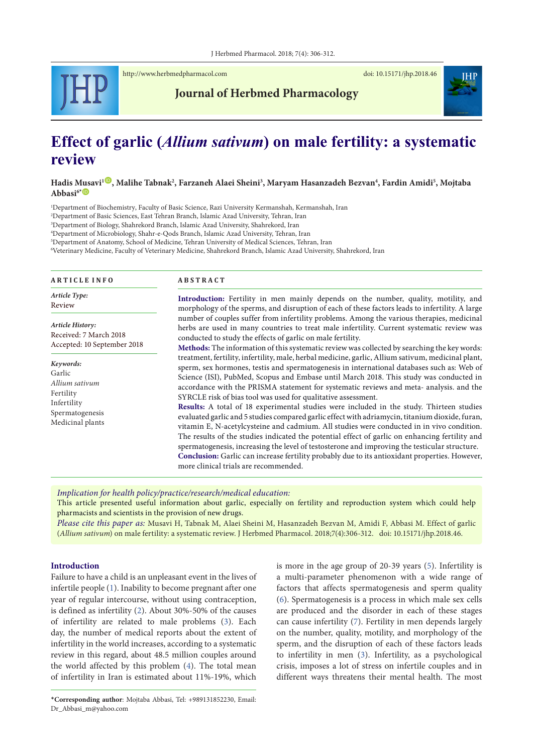# Effect of garlic (*Allium sativum*) on male fertility: a systematic review

**Hadis Musavi[1], Malihe Tabnak[2], Farzaneh Alaei Sheini[3], Maryam Hasanzadeh Bezvan[4], Fardin Amidi[5], Mojtaba Abbasi[6*]**

[1]Department of Biochemistry, Faculty of Basic Science, Razi University Kermanshah, Kermanshah, Iran
[2]Department of Basic Sciences, East Tehran Branch, Islamic Azad University, Tehran, Iran
[3]Department of Biology, Shahrekord Branch, Islamic Azad University, Shahrekord, Iran
[4]Department of Microbiology, Shahr-e-Qods Branch, Islamic Azad University, Tehran, Iran
[5]Department of Anatomy, School of Medicine, Tehran University of Medical Sciences, Tehran, Iran
[6]Veterinary Medicine, Faculty of Veterinary Medicine, Shahrekord Branch, Islamic Azad University, Shahrekord, Iran

## ARTICLE INFO

*Article Type:*
Review

*Article History:*
Received: 7 March 2018
Accepted: 10 September 2018

*Keywords:*
Garlic
*Allium sativum*
Fertility
Infertility
Spermatogenesis
Medicinal plants

## ABSTRACT

**Introduction:** Fertility in men mainly depends on the number, quality, motility, and morphology of the sperms, and disruption of each of these factors leads to infertility. A large number of couples suffer from infertility problems. Among the various therapies, medicinal herbs are used in many countries to treat male infertility. Current systematic review was conducted to study the effects of garlic on male fertility.

**Methods:** The information of this systematic review was collected by searching the key words: treatment, fertility, infertility, male, herbal medicine, garlic, Allium sativum, medicinal plant, sperm, sex hormones, testis and spermatogenesis in international databases such as: Web of Science (ISI), PubMed, Scopus and Embase until March 2018. This study was conducted in accordance with the PRISMA statement for systematic reviews and meta- analysis. and the SYRCLE risk of bias tool was used for qualitative assessment.

**Results:** A total of 18 experimental studies were included in the study. Thirteen studies evaluated garlic and 5 studies compared garlic effect with adriamycin, titanium dioxide, furan, vitamin E, N-acetylcysteine and cadmium. All studies were conducted in in vivo condition. The results of the studies indicated the potential effect of garlic on enhancing fertility and spermatogenesis, increasing the level of testosterone and improving the testicular structure.

**Conclusion:** Garlic can increase fertility probably due to its antioxidant properties. However, more clinical trials are recommended.

*Implication for health policy/practice/research/medical education:*
This article presented useful information about garlic, especially on fertility and reproduction system which could help pharmacists and scientists in the provision of new drugs.

*Please cite this paper as:* Musavi H, Tabnak M, Alaei Sheini M, Hasanzadeh Bezvan M, Amidi F, Abbasi M. Effect of garlic (*Allium sativum*) on male fertility: a systematic review. J Herbmed Pharmacol. 2018;7(4):306-312. doi: 10.15171/jhp.2018.46.

## Introduction

Failure to have a child is an unpleasant event in the lives of infertile people (1). Inability to become pregnant after one year of regular intercourse, without using contraception, is defined as infertility (2). About 30%-50% of the causes of infertility are related to male problems (3). Each day, the number of medical reports about the extent of infertility in the world increases, according to a systematic review in this regard, about 48.5 million couples around the world affected by this problem (4). The total mean of infertility in Iran is estimated about 11%-19%, which is more in the age group of 20-39 years (5). Infertility is a multi-parameter phenomenon with a wide range of factors that affects spermatogenesis and sperm quality (6). Spermatogenesis is a process in which male sex cells are produced and the disorder in each of these stages can cause infertility (7). Fertility in men depends largely on the number, quality, motility, and morphology of the sperm, and the disruption of each of these factors leads to infertility in men (3). Infertility, as a psychological crisis, imposes a lot of stress on infertile couples and in different ways threatens their mental health. The most

*Corresponding author: Mojtaba Abbasi, Tel: +989131852230, Email: Dr_Abbasi_m@yahoo.com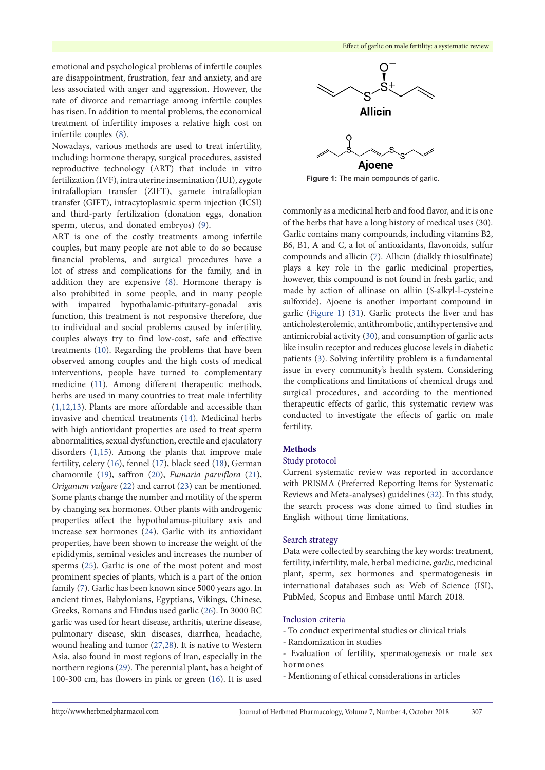emotional and psychological problems of infertile couples are disappointment, frustration, fear and anxiety, and are less associated with anger and aggression. However, the rate of divorce and remarriage among infertile couples has risen. In addition to mental problems, the economical treatment of infertility imposes a relative high cost on infertile couples (8).

Nowadays, various methods are used to treat infertility, including: hormone therapy, surgical procedures, assisted reproductive technology (ART) that include in vitro fertilization (IVF), intra uterine insemination (IUI), zygote intrafallopian transfer (ZIFT), gamete intrafallopian transfer (GIFT), intracytoplasmic sperm injection (ICSI) and third-party fertilization (donation eggs, donation sperm, uterus, and donated embryos) (9).

ART is one of the costly treatments among infertile couples, but many people are not able to do so because financial problems, and surgical procedures have a lot of stress and complications for the family, and in addition they are expensive (8). Hormone therapy is also prohibited in some people, and in many people with impaired hypothalamic-pituitary-gonadal axis function, this treatment is not responsive therefore, due to individual and social problems caused by infertility, couples always try to find low-cost, safe and effective treatments (10). Regarding the problems that have been observed among couples and the high costs of medical interventions, people have turned to complementary medicine (11). Among different therapeutic methods, herbs are used in many countries to treat male infertility (1,12,13). Plants are more affordable and accessible than invasive and chemical treatments (14). Medicinal herbs with high antioxidant properties are used to treat sperm abnormalities, sexual dysfunction, erectile and ejaculatory disorders (1,15). Among the plants that improve male fertility, celery (16), fennel (17), black seed (18), German chamomile (19), saffron (20), *Fumaria parviflora* (21), *Origanum vulgare* (22) and carrot (23) can be mentioned. Some plants change the number and motility of the sperm by changing sex hormones. Other plants with androgenic properties affect the hypothalamus-pituitary axis and increase sex hormones (24). Garlic with its antioxidant properties, have been shown to increase the weight of the epididymis, seminal vesicles and increases the number of sperms (25). Garlic is one of the most potent and most prominent species of plants, which is a part of the onion family (7). Garlic has been known since 5000 years ago. In ancient times, Babylonians, Egyptians, Vikings, Chinese, Greeks, Romans and Hindus used garlic (26). In 3000 BC garlic was used for heart disease, arthritis, uterine disease, pulmonary disease, skin diseases, diarrhea, headache, wound healing and tumor (27,28). It is native to Western Asia, also found in most regions of Iran, especially in the northern regions (29). The perennial plant, has a height of 100-300 cm, has flowers in pink or green (16). It is used commonly as a medicinal herb and food flavor, and it is one of the herbs that have a long history of medical uses (30). Garlic contains many compounds, including vitamins B2, B6, B1, A and C, a lot of antioxidants, flavonoids, sulfur compounds and allicin (7). Allicin (dialkly thiosulfinate) plays a key role in the garlic medicinal properties, however, this compound is not found in fresh garlic, and made by action of allinase on alliin (*S*-alkyl-l-cysteine sulfoxide). Ajoene is another important compound in garlic (Figure 1) (31). Garlic protects the liver and has anticholesterolemic, antithrombotic, antihypertensive and antimicrobial activity (30), and consumption of garlic acts like insulin receptor and reduces glucose levels in diabetic patients (3). Solving infertility problem is a fundamental issue in every community's health system. Considering the complications and limitations of chemical drugs and surgical procedures, and according to the mentioned therapeutic effects of garlic, this systematic review was conducted to investigate the effects of garlic on male fertility.

Allicin

Ajoene

**Figure 1:** The main compounds of garlic.

## Methods

### Study protocol

Current systematic review was reported in accordance with PRISMA (Preferred Reporting Items for Systematic Reviews and Meta-analyses) guidelines (32). In this study, the search process was done aimed to find studies in English without time limitations.

### Search strategy

Data were collected by searching the key words: treatment, fertility, infertility, male, herbal medicine, *garlic*, medicinal plant, sperm, sex hormones and spermatogenesis in international databases such as: Web of Science (ISI), PubMed, Scopus and Embase until March 2018.

### Inclusion criteria

- To conduct experimental studies or clinical trials
- Randomization in studies
- Evaluation of fertility, spermatogenesis or male sex hormones
- Mentioning of ethical considerations in articles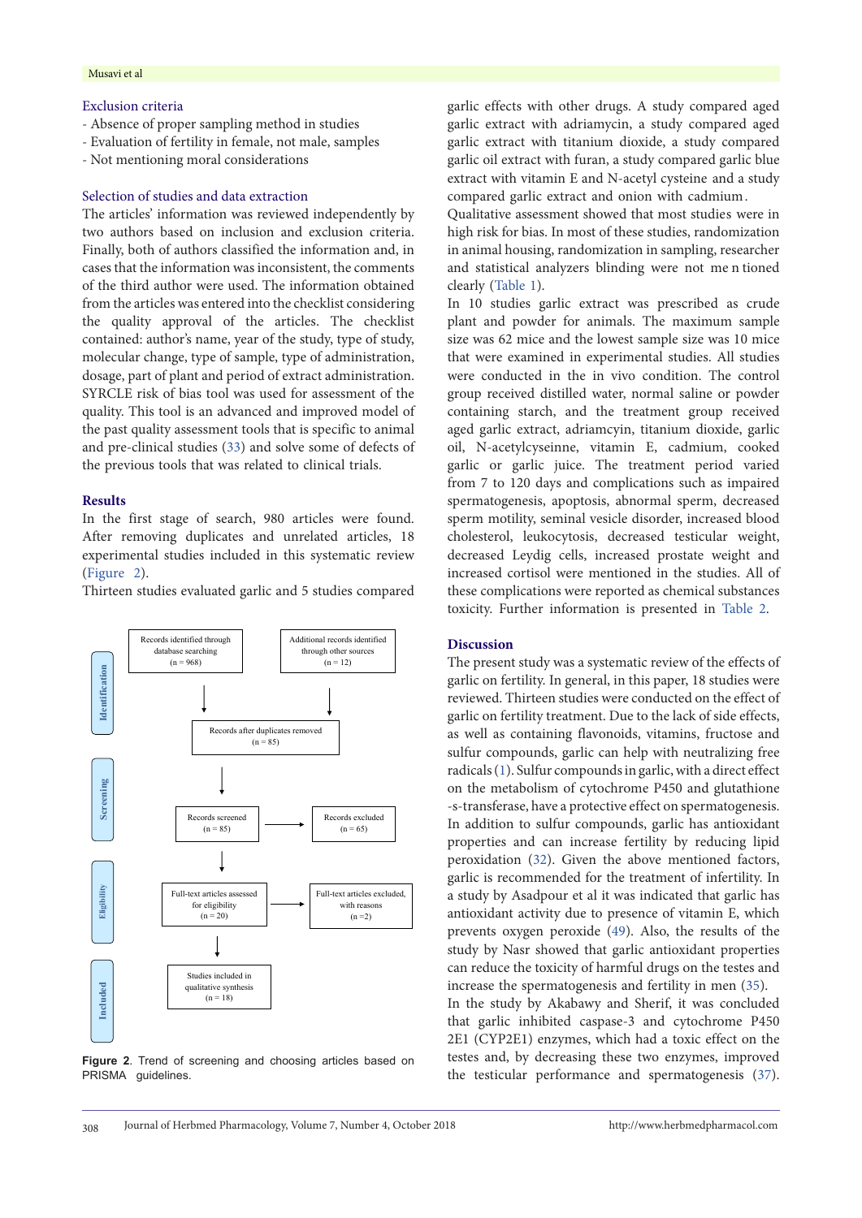### Exclusion criteria

- Absence of proper sampling method in studies
- Evaluation of fertility in female, not male, samples
- Not mentioning moral considerations

### Selection of studies and data extraction

The articles' information was reviewed independently by two authors based on inclusion and exclusion criteria. Finally, both of authors classified the information and, in cases that the information was inconsistent, the comments of the third author were used. The information obtained from the articles was entered into the checklist considering the quality approval of the articles. The checklist contained: author's name, year of the study, type of study, molecular change, type of sample, type of administration, dosage, part of plant and period of extract administration. SYRCLE risk of bias tool was used for assessment of the quality. This tool is an advanced and improved model of the past quality assessment tools that is specific to animal and pre-clinical studies (33) and solve some of defects of the previous tools that was related to clinical trials.

## Results

In the first stage of search, 980 articles were found. After removing duplicates and unrelated articles, 18 experimental studies included in this systematic review (Figure 2).

Thirteen studies evaluated garlic and 5 studies compared garlic effects with other drugs. A study compared aged garlic extract with adriamycin, a study compared aged garlic extract with titanium dioxide, a study compared garlic oil extract with furan, a study compared garlic blue extract with vitamin E and N-acetyl cysteine and a study compared garlic extract and onion with cadmium.

Qualitative assessment showed that most studies were in high risk for bias. In most of these studies, randomization in animal housing, randomization in sampling, researcher and statistical analyzers blinding were not mentioned clearly (Table 1).

In 10 studies garlic extract was prescribed as crude plant and powder for animals. The maximum sample size was 62 mice and the lowest sample size was 10 mice that were examined in experimental studies. All studies were conducted in the in vivo condition. The control group received distilled water, normal saline or powder containing starch, and the treatment group received aged garlic extract, adriamcyin, titanium dioxide, garlic oil, N-acetylcyseinne, vitamin E, cadmium, cooked garlic or garlic juice. The treatment period varied from 7 to 120 days and complications such as impaired spermatogenesis, apoptosis, abnormal sperm, decreased sperm motility, seminal vesicle disorder, increased blood cholesterol, leukocytosis, decreased testicular weight, decreased Leydig cells, increased prostate weight and increased cortisol were mentioned in the studies. All of these complications were reported as chemical substances toxicity. Further information is presented in Table 2.

| | | | |
|---|---|---|---|
| **Identification** | Records identified through database searching (n = 968) | Additional records identified through other sources (n = 12) | |
| | Records after duplicates removed (n = 85) | | |
| **Screening** | Records screened (n = 85) | → | Records excluded (n = 65) |
| **Eligibility** | Full-text articles assessed for eligibility (n = 20) | → | Full-text articles excluded, with reasons (n =2) |
| **Included** | Studies included in qualitative synthesis (n = 18) | | |

**Figure 2**. Trend of screening and choosing articles based on PRISMA guidelines.

## Discussion

The present study was a systematic review of the effects of garlic on fertility. In general, in this paper, 18 studies were reviewed. Thirteen studies were conducted on the effect of garlic on fertility treatment. Due to the lack of side effects, as well as containing flavonoids, vitamins, fructose and sulfur compounds, garlic can help with neutralizing free radicals (1). Sulfur compounds in garlic, with a direct effect on the metabolism of cytochrome P450 and glutathione -s-transferase, have a protective effect on spermatogenesis. In addition to sulfur compounds, garlic has antioxidant properties and can increase fertility by reducing lipid peroxidation (32). Given the above mentioned factors, garlic is recommended for the treatment of infertility. In a study by Asadpour et al it was indicated that garlic has antioxidant activity due to presence of vitamin E, which prevents oxygen peroxide (49). Also, the results of the study by Nasr showed that garlic antioxidant properties can reduce the toxicity of harmful drugs on the testes and increase the spermatogenesis and fertility in men (35).

In the study by Akabawy and Sherif, it was concluded that garlic inhibited caspase-3 and cytochrome P450 2E1 (CYP2E1) enzymes, which had a toxic effect on the testes and, by decreasing these two enzymes, improved the testicular performance and spermatogenesis (37).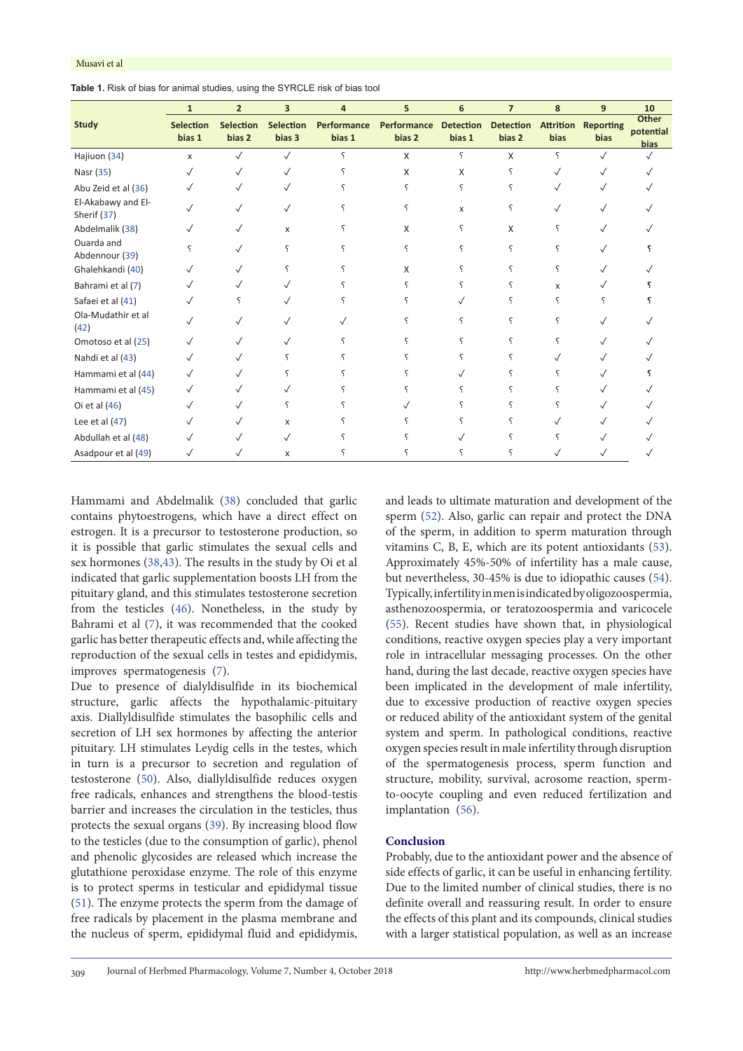**Table 1.** Risk of bias for animal studies, using the SYRCLE risk of bias tool

| Study | 1 Selection bias 1 | 2 Selection bias 2 | 3 Selection bias 3 | 4 Performance bias 1 | 5 Performance bias 2 | 6 Detection bias 1 | 7 Detection bias 2 | 8 Attrition bias | 9 Reporting bias | 10 Other potential bias |
|---|---|---|---|---|---|---|---|---|---|---|
| Hajiuon (34) | x | ✓ | ✓ | ? | X | ? | X | ? | ✓ | ✓ |
| Nasr (35) | ✓ | ✓ | ✓ | ? | X | X | ? | ✓ | ✓ | ✓ |
| Abu Zeid et al (36) | ✓ | ✓ | ✓ | ? | ? | ? | ? | ✓ | ✓ | ✓ |
| El-Akabawy and El-Sherif (37) | ✓ | ✓ | ✓ | ? | ? | x | ? | ✓ | ✓ | ✓ |
| Abdelmalik (38) | ✓ | ✓ | x | ? | X | ? | X | ? | ✓ | ✓ |
| Ouarda and Abdennour (39) | ? | ✓ | ? | ? | ? | ? | ? | ? | ✓ | ? |
| Ghalehkandi (40) | ✓ | ✓ | ? | ? | X | ? | ? | ? | ✓ | ✓ |
| Bahrami et al (7) | ✓ | ✓ | ✓ | ? | ? | ? | ? | x | ✓ | ? |
| Safaei et al (41) | ✓ | ? | ✓ | ? | ? | ✓ | ? | ? | ? | ? |
| Ola-Mudathir et al (42) | ✓ | ✓ | ✓ | ✓ | ? | ? | ? | ? | ✓ | ✓ |
| Omotoso et al (25) | ✓ | ✓ | ✓ | ? | ? | ? | ? | ? | ✓ | ✓ |
| Nahdi et al (43) | ✓ | ✓ | ? | ? | ? | ? | ? | ✓ | ✓ | ✓ |
| Hammami et al (44) | ✓ | ✓ | ? | ? | ? | ✓ | ? | ? | ✓ | ? |
| Hammami et al (45) | ✓ | ✓ | ✓ | ? | ? | ? | ? | ? | ✓ | ✓ |
| Oi et al (46) | ✓ | ✓ | ? | ? | ✓ | ? | ? | ? | ✓ | ✓ |
| Lee et al (47) | ✓ | ✓ | x | ? | ? | ? | ? | ✓ | ✓ | ✓ |
| Abdullah et al (48) | ✓ | ✓ | ✓ | ? | ? | ✓ | ? | ? | ✓ | ✓ |
| Asadpour et al (49) | ✓ | ✓ | x | ? | ? | ? | ? | ✓ | ✓ | ✓ |

Hammami and Abdelmalik (38) concluded that garlic contains phytoestrogens, which have a direct effect on estrogen. It is a precursor to testosterone production, so it is possible that garlic stimulates the sexual cells and sex hormones (38,43). The results in the study by Oi et al indicated that garlic supplementation boosts LH from the pituitary gland, and this stimulates testosterone secretion from the testicles (46). Nonetheless, in the study by Bahrami et al (7), it was recommended that the cooked garlic has better therapeutic effects and, while affecting the reproduction of the sexual cells in testes and epididymis, improves spermatogenesis (7).

Due to presence of dialyldisulfide in its biochemical structure, garlic affects the hypothalamic-pituitary axis. Diallyldisulfide stimulates the basophilic cells and secretion of LH sex hormones by affecting the anterior pituitary. LH stimulates Leydig cells in the testes, which in turn is a precursor to secretion and regulation of testosterone (50). Also, diallyldisulfide reduces oxygen free radicals, enhances and strengthens the blood-testis barrier and increases the circulation in the testicles, thus protects the sexual organs (39). By increasing blood flow to the testicles (due to the consumption of garlic), phenol and phenolic glycosides are released which increase the glutathione peroxidase enzyme. The role of this enzyme is to protect sperms in testicular and epididymal tissue (51). The enzyme protects the sperm from the damage of free radicals by placement in the plasma membrane and the nucleus of sperm, epididymal fluid and epididymis, and leads to ultimate maturation and development of the sperm (52). Also, garlic can repair and protect the DNA of the sperm, in addition to sperm maturation through vitamins C, B, E, which are its potent antioxidants (53). Approximately 45%-50% of infertility has a male cause, but nevertheless, 30-45% is due to idiopathic causes (54). Typically, infertility in men is indicated by oligozoospermia, asthenozoospermia, or teratozoospermia and varicocele (55). Recent studies have shown that, in physiological conditions, reactive oxygen species play a very important role in intracellular messaging processes. On the other hand, during the last decade, reactive oxygen species have been implicated in the development of male infertility, due to excessive production of reactive oxygen species or reduced ability of the antioxidant system of the genital system and sperm. In pathological conditions, reactive oxygen species result in male infertility through disruption of the spermatogenesis process, sperm function and structure, mobility, survival, acrosome reaction, sperm-to-oocyte coupling and even reduced fertilization and implantation (56).

## Conclusion

Probably, due to the antioxidant power and the absence of side effects of garlic, it can be useful in enhancing fertility. Due to the limited number of clinical studies, there is no definite overall and reassuring result. In order to ensure the effects of this plant and its compounds, clinical studies with a larger statistical population, as well as an increase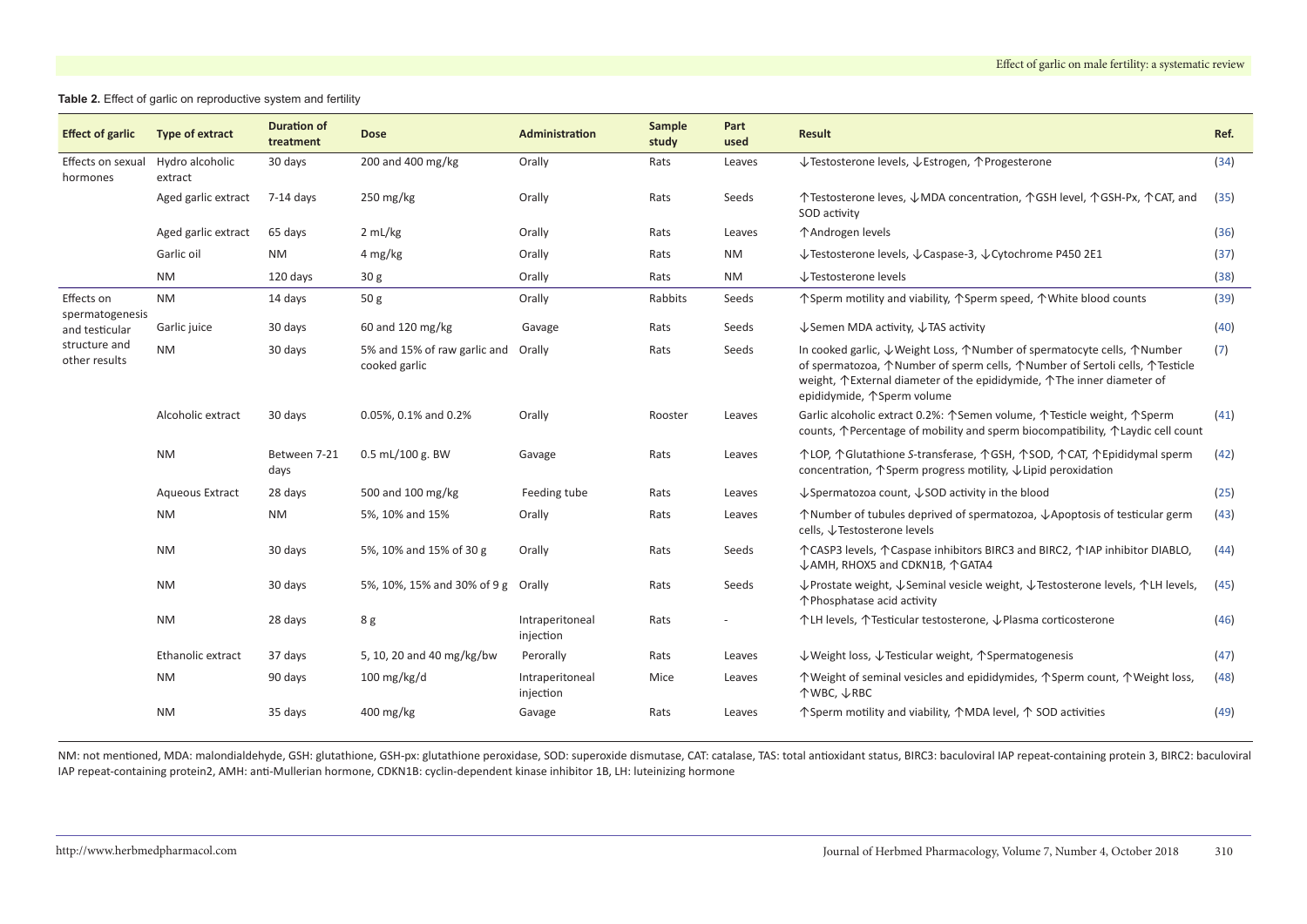**Table 2.** Effect of garlic on reproductive system and fertility

| Effect of garlic | Type of extract | Duration of treatment | Dose | Administration | Sample study | Part used | Result | Ref. |
|---|---|---|---|---|---|---|---|---|
| Effects on sexual hormones | Hydro alcoholic extract | 30 days | 200 and 400 mg/kg | Orally | Rats | Leaves | ↓Testosterone levels, ↓Estrogen, ↑Progesterone | (34) |
| | Aged garlic extract | 7-14 days | 250 mg/kg | Orally | Rats | Seeds | ↑Testosterone leves, ↓MDA concentration, ↑GSH level, ↑GSH-Px, ↑CAT, and SOD activity | (35) |
| | Aged garlic extract | 65 days | 2 mL/kg | Orally | Rats | Leaves | ↑Androgen levels | (36) |
| | Garlic oil | NM | 4 mg/kg | Orally | Rats | NM | ↓Testosterone levels, ↓Caspase-3, ↓Cytochrome P450 2E1 | (37) |
| | NM | 120 days | 30 g | Orally | Rats | NM | ↓Testosterone levels | (38) |
| Effects on spermatogenesis and testicular structure and other results | NM | 14 days | 50 g | Orally | Rabbits | Seeds | ↑Sperm motility and viability, ↑Sperm speed, ↑White blood counts | (39) |
| | Garlic juice | 30 days | 60 and 120 mg/kg | Gavage | Rats | Seeds | ↓Semen MDA activity, ↓TAS activity | (40) |
| | NM | 30 days | 5% and 15% of raw garlic and cooked garlic | Orally | Rats | Seeds | In cooked garlic, ↓Weight Loss, ↑Number of spermatocyte cells, ↑Number of spermatozoa, ↑Number of sperm cells, ↑Number of Sertoli cells, ↑Testicle weight, ↑External diameter of the epididymide, ↑The inner diameter of epididymide, ↑Sperm volume | (7) |
| | Alcoholic extract | 30 days | 0.05%, 0.1% and 0.2% | Orally | Rooster | Leaves | Garlic alcoholic extract 0.2%: ↑Semen volume, ↑Testicle weight, ↑Sperm counts, ↑Percentage of mobility and sperm biocompatibility, ↑Laydic cell count | (41) |
| | NM | Between 7-21 days | 0.5 mL/100 g. BW | Gavage | Rats | Leaves | ↑LOP, ↑Glutathione *S*-transferase, ↑GSH, ↑SOD, ↑CAT, ↑Epididymal sperm concentration, ↑Sperm progress motility, ↓Lipid peroxidation | (42) |
| | Aqueous Extract | 28 days | 500 and 100 mg/kg | Feeding tube | Rats | Leaves | ↓Spermatozoa count, ↓SOD activity in the blood | (25) |
| | NM | NM | 5%, 10% and 15% | Orally | Rats | Leaves | ↑Number of tubules deprived of spermatozoa, ↓Apoptosis of testicular germ cells, ↓Testosterone levels | (43) |
| | NM | 30 days | 5%, 10% and 15% of 30 g | Orally | Rats | Seeds | ↑CASP3 levels, ↑Caspase inhibitors BIRC3 and BIRC2, ↑IAP inhibitor DIABLO, ↓AMH, RHOX5 and CDKN1B, ↑GATA4 | (44) |
| | NM | 30 days | 5%, 10%, 15% and 30% of 9 g | Orally | Rats | Seeds | ↓Prostate weight, ↓Seminal vesicle weight, ↓Testosterone levels, ↑LH levels, ↑Phosphatase acid activity | (45) |
| | NM | 28 days | 8 g | Intraperitoneal injection | Rats | - | ↑LH levels, ↑Testicular testosterone, ↓Plasma corticosterone | (46) |
| | Ethanolic extract | 37 days | 5, 10, 20 and 40 mg/kg/bw | Perorally | Rats | Leaves | ↓Weight loss, ↓Testicular weight, ↑Spermatogenesis | (47) |
| | NM | 90 days | 100 mg/kg/d | Intraperitoneal injection | Mice | Leaves | ↑Weight of seminal vesicles and epididymides, ↑Sperm count, ↑Weight loss, ↑WBC, ↓RBC | (48) |
| | NM | 35 days | 400 mg/kg | Gavage | Rats | Leaves | ↑Sperm motility and viability, ↑MDA level, ↑ SOD activities | (49) |

NM: not mentioned, MDA: malondialdehyde, GSH: glutathione, GSH-px: glutathione peroxidase, SOD: superoxide dismutase, CAT: catalase, TAS: total antioxidant status, BIRC3: baculoviral IAP repeat-containing protein 3, BIRC2: baculoviral IAP repeat-containing protein2, AMH: anti-Mullerian hormone, CDKN1B: cyclin-dependent kinase inhibitor 1B, LH: luteinizing hormone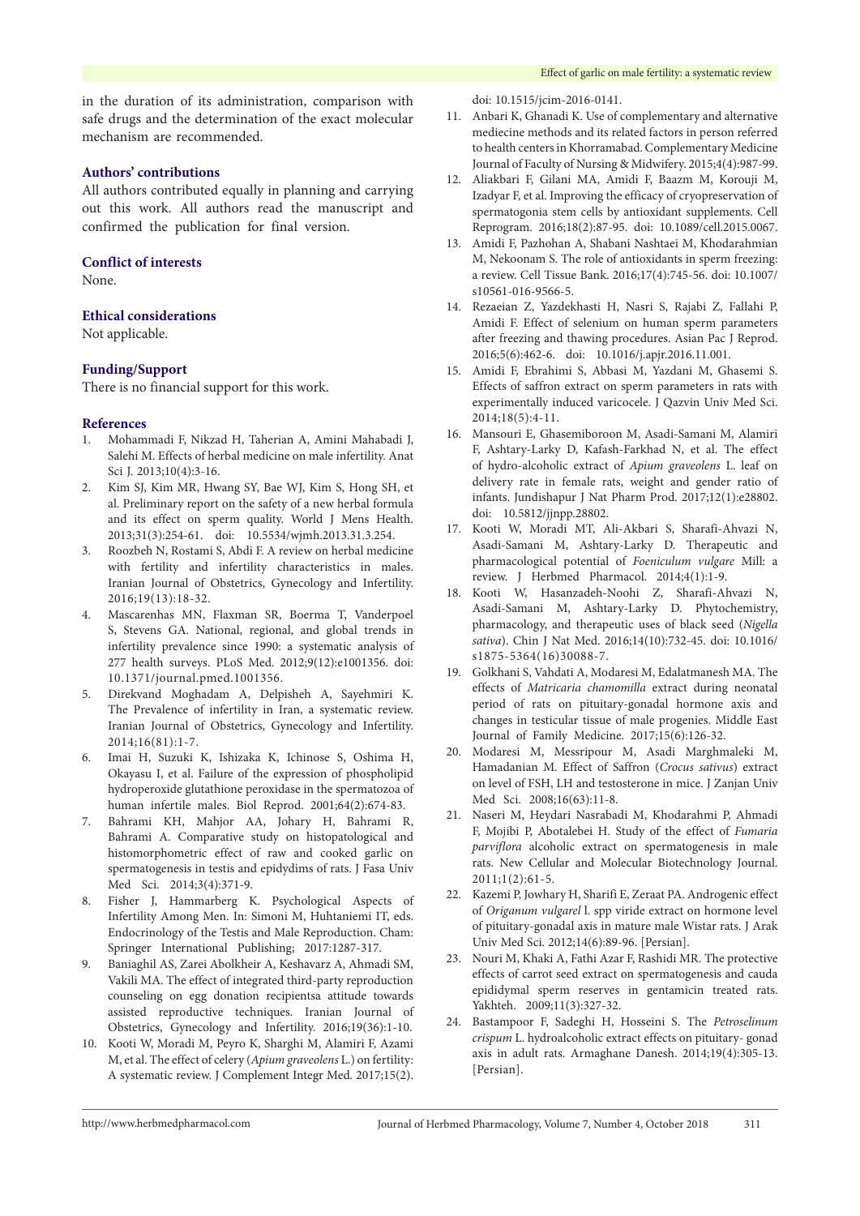in the duration of its administration, comparison with safe drugs and the determination of the exact molecular mechanism are recommended.

## Authors' contributions

All authors contributed equally in planning and carrying out this work. All authors read the manuscript and confirmed the publication for final version.

## Conflict of interests

None.

## Ethical considerations

Not applicable.

## Funding/Support

There is no financial support for this work.

## References

1. Mohammadi F, Nikzad H, Taherian A, Amini Mahabadi J, Salehi M. Effects of herbal medicine on male infertility. Anat Sci J. 2013;10(4):3-16.
2. Kim SJ, Kim MR, Hwang SY, Bae WJ, Kim S, Hong SH, et al. Preliminary report on the safety of a new herbal formula and its effect on sperm quality. World J Mens Health. 2013;31(3):254-61. doi: 10.5534/wjmh.2013.31.3.254.
3. Roozbeh N, Rostami S, Abdi F. A review on herbal medicine with fertility and infertility characteristics in males. Iranian Journal of Obstetrics, Gynecology and Infertility. 2016;19(13):18-32.
4. Mascarenhas MN, Flaxman SR, Boerma T, Vanderpoel S, Stevens GA. National, regional, and global trends in infertility prevalence since 1990: a systematic analysis of 277 health surveys. PLoS Med. 2012;9(12):e1001356. doi: 10.1371/journal.pmed.1001356.
5. Direkvand Moghadam A, Delpisheh A, Sayehmiri K. The Prevalence of infertility in Iran, a systematic review. Iranian Journal of Obstetrics, Gynecology and Infertility. 2014;16(81):1-7.
6. Imai H, Suzuki K, Ishizaka K, Ichinose S, Oshima H, Okayasu I, et al. Failure of the expression of phospholipid hydroperoxide glutathione peroxidase in the spermatozoa of human infertile males. Biol Reprod. 2001;64(2):674-83.
7. Bahrami KH, Mahjor AA, Johary H, Bahrami R, Bahrami A. Comparative study on histopatological and histomorphometric effect of raw and cooked garlic on spermatogenesis in testis and epidydims of rats. J Fasa Univ Med Sci. 2014;3(4):371-9.
8. Fisher J, Hammarberg K. Psychological Aspects of Infertility Among Men. In: Simoni M, Huhtaniemi IT, eds. Endocrinology of the Testis and Male Reproduction. Cham: Springer International Publishing; 2017:1287-317.
9. Baniaghil AS, Zarei Abolkheir A, Keshavarz A, Ahmadi SM, Vakili MA. The effect of integrated third-party reproduction counseling on egg donation recipientsa attitude towards assisted reproductive techniques. Iranian Journal of Obstetrics, Gynecology and Infertility. 2016;19(36):1-10.
10. Kooti W, Moradi M, Peyro K, Sharghi M, Alamiri F, Azami M, et al. The effect of celery (*Apium graveolens* L.) on fertility: A systematic review. J Complement Integr Med. 2017;15(2). doi: 10.1515/jcim-2016-0141.
11. Anbari K, Ghanadi K. Use of complementary and alternative mediecine methods and its related factors in person referred to health centers in Khorramabad. Complementary Medicine Journal of Faculty of Nursing & Midwifery. 2015;4(4):987-99.
12. Aliakbari F, Gilani MA, Amidi F, Baazm M, Korouji M, Izadyar F, et al. Improving the efficacy of cryopreservation of spermatogonia stem cells by antioxidant supplements. Cell Reprogram. 2016;18(2):87-95. doi: 10.1089/cell.2015.0067.
13. Amidi F, Pazhohan A, Shabani Nashtaei M, Khodarahmian M, Nekoonam S. The role of antioxidants in sperm freezing: a review. Cell Tissue Bank. 2016;17(4):745-56. doi: 10.1007/s10561-016-9566-5.
14. Rezaeian Z, Yazdekhasti H, Nasri S, Rajabi Z, Fallahi P, Amidi F. Effect of selenium on human sperm parameters after freezing and thawing procedures. Asian Pac J Reprod. 2016;5(6):462-6. doi: 10.1016/j.apjr.2016.11.001.
15. Amidi F, Ebrahimi S, Abbasi M, Yazdani M, Ghasemi S. Effects of saffron extract on sperm parameters in rats with experimentally induced varicocele. J Qazvin Univ Med Sci. 2014;18(5):4-11.
16. Mansouri E, Ghasemiboroon M, Asadi-Samani M, Alamiri F, Ashtary-Larky D, Kafash-Farkhad N, et al. The effect of hydro-alcoholic extract of *Apium graveolens* L. leaf on delivery rate in female rats, weight and gender ratio of infants. Jundishapur J Nat Pharm Prod. 2017;12(1):e28802. doi: 10.5812/jjnpp.28802.
17. Kooti W, Moradi MT, Ali-Akbari S, Sharafi-Ahvazi N, Asadi-Samani M, Ashtary-Larky D. Therapeutic and pharmacological potential of *Foeniculum vulgare* Mill: a review. J Herbmed Pharmacol. 2014;4(1):1-9.
18. Kooti W, Hasanzadeh-Noohi Z, Sharafi-Ahvazi N, Asadi-Samani M, Ashtary-Larky D. Phytochemistry, pharmacology, and therapeutic uses of black seed (*Nigella sativa*). Chin J Nat Med. 2016;14(10):732-45. doi: 10.1016/s1875-5364(16)30088-7.
19. Golkhani S, Vahdati A, Modaresi M, Edalatmanesh MA. The effects of *Matricaria chamomilla* extract during neonatal period of rats on pituitary-gonadal hormone axis and changes in testicular tissue of male progenies. Middle East Journal of Family Medicine. 2017;15(6):126-32.
20. Modaresi M, Messripour M, Asadi Marghmaleki M, Hamadanian M. Effect of Saffron (*Crocus sativus*) extract on level of FSH, LH and testosterone in mice. J Zanjan Univ Med Sci. 2008;16(63):11-8.
21. Naseri M, Heydari Nasrabadi M, Khodarahmi P, Ahmadi F, Mojibi P, Abotalebei H. Study of the effect of *Fumaria parviflora* alcoholic extract on spermatogenesis in male rats. New Cellular and Molecular Biotechnology Journal. 2011;1(2):61-5.
22. Kazemi P, Jowhary H, Sharifi E, Zeraat PA. Androgenic effect of *Origanum vulgarel* l. spp viride extract on hormone level of pituitary-gonadal axis in mature male Wistar rats. J Arak Univ Med Sci. 2012;14(6):89-96. [Persian].
23. Nouri M, Khaki A, Fathi Azar F, Rashidi MR. The protective effects of carrot seed extract on spermatogenesis and cauda epididymal sperm reserves in gentamicin treated rats. Yakhteh. 2009;11(3):327-32.
24. Bastampoor F, Sadeghi H, Hosseini S. The *Petroselinum crispum* L. hydroalcoholic extract effects on pituitary- gonad axis in adult rats. Armaghane Danesh. 2014;19(4):305-13. [Persian].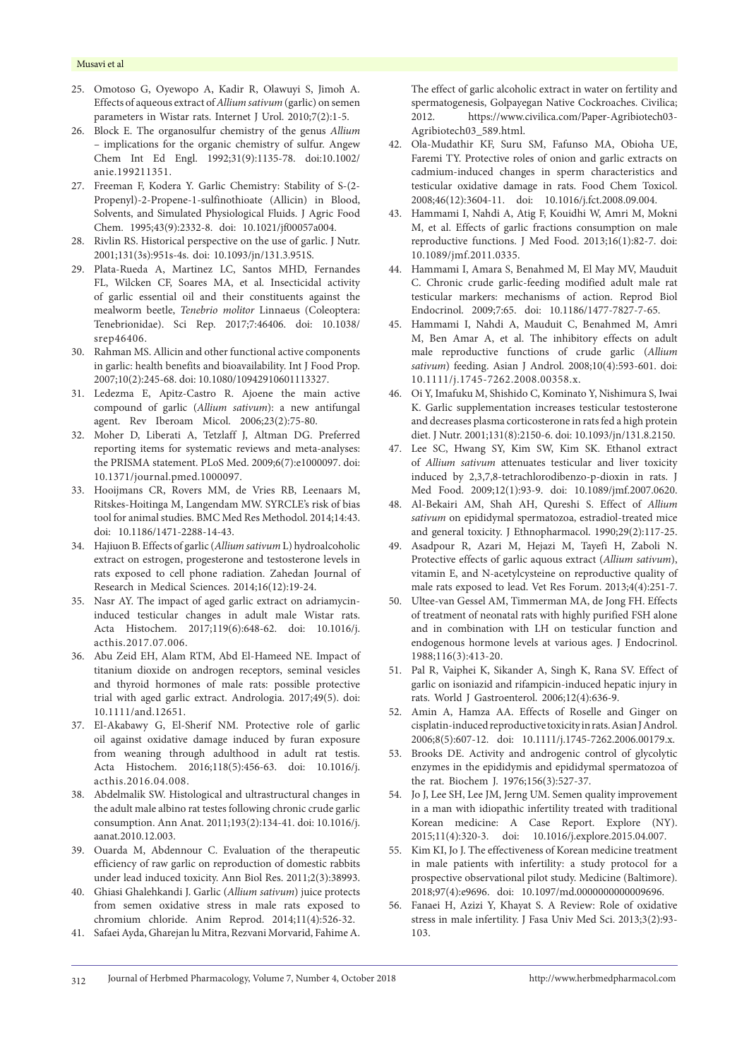25. Omotoso G, Oyewopo A, Kadir R, Olawuyi S, Jimoh A. Effects of aqueous extract of *Allium sativum* (garlic) on semen parameters in Wistar rats. Internet J Urol. 2010;7(2):1-5.
26. Block E. The organosulfur chemistry of the genus *Allium* – implications for the organic chemistry of sulfur. Angew Chem Int Ed Engl. 1992;31(9):1135-78. doi:10.1002/anie.199211351.
27. Freeman F, Kodera Y. Garlic Chemistry: Stability of S-(2-Propenyl)-2-Propene-1-sulfinothioate (Allicin) in Blood, Solvents, and Simulated Physiological Fluids. J Agric Food Chem. 1995;43(9):2332-8. doi: 10.1021/jf00057a004.
28. Rivlin RS. Historical perspective on the use of garlic. J Nutr. 2001;131(3s):951s-4s. doi: 10.1093/jn/131.3.951S.
29. Plata-Rueda A, Martinez LC, Santos MHD, Fernandes FL, Wilcken CF, Soares MA, et al. Insecticidal activity of garlic essential oil and their constituents against the mealworm beetle, *Tenebrio molitor* Linnaeus (Coleoptera: Tenebrionidae). Sci Rep. 2017;7:46406. doi: 10.1038/srep46406.
30. Rahman MS. Allicin and other functional active components in garlic: health benefits and bioavailability. Int J Food Prop. 2007;10(2):245-68. doi: 10.1080/10942910601113327.
31. Ledezma E, Apitz-Castro R. Ajoene the main active compound of garlic (*Allium sativum*): a new antifungal agent. Rev Iberoam Micol. 2006;23(2):75-80.
32. Moher D, Liberati A, Tetzlaff J, Altman DG. Preferred reporting items for systematic reviews and meta-analyses: the PRISMA statement. PLoS Med. 2009;6(7):e1000097. doi: 10.1371/journal.pmed.1000097.
33. Hooijmans CR, Rovers MM, de Vries RB, Leenaars M, Ritskes-Hoitinga M, Langendam MW. SYRCLE's risk of bias tool for animal studies. BMC Med Res Methodol. 2014;14:43. doi: 10.1186/1471-2288-14-43.
34. Hajiuon B. Effects of garlic (*Allium sativum* L) hydroalcoholic extract on estrogen, progesterone and testosterone levels in rats exposed to cell phone radiation. Zahedan Journal of Research in Medical Sciences. 2014;16(12):19-24.
35. Nasr AY. The impact of aged garlic extract on adriamycin-induced testicular changes in adult male Wistar rats. Acta Histochem. 2017;119(6):648-62. doi: 10.1016/j.acthis.2017.07.006.
36. Abu Zeid EH, Alam RTM, Abd El-Hameed NE. Impact of titanium dioxide on androgen receptors, seminal vesicles and thyroid hormones of male rats: possible protective trial with aged garlic extract. Andrologia. 2017;49(5). doi: 10.1111/and.12651.
37. El-Akabawy G, El-Sherif NM. Protective role of garlic oil against oxidative damage induced by furan exposure from weaning through adulthood in adult rat testis. Acta Histochem. 2016;118(5):456-63. doi: 10.1016/j.acthis.2016.04.008.
38. Abdelmalik SW. Histological and ultrastructural changes in the adult male albino rat testes following chronic crude garlic consumption. Ann Anat. 2011;193(2):134-41. doi: 10.1016/j.aanat.2010.12.003.
39. Ouarda M, Abdennour C. Evaluation of the therapeutic efficiency of raw garlic on reproduction of domestic rabbits under lead induced toxicity. Ann Biol Res. 2011;2(3):38993.
40. Ghiasi Ghalehkandi J. Garlic (*Allium sativum*) juice protects from semen oxidative stress in male rats exposed to chromium chloride. Anim Reprod. 2014;11(4):526-32.
41. Safaei Ayda, Gharejan lu Mitra, Rezvani Morvarid, Fahime A. The effect of garlic alcoholic extract in water on fertility and spermatogenesis, Golpayegan Native Cockroaches. Civilica; 2012. https://www.civilica.com/Paper-Agribiotech03-Agribiotech03_589.html.
42. Ola-Mudathir KF, Suru SM, Fafunso MA, Obioha UE, Faremi TY. Protective roles of onion and garlic extracts on cadmium-induced changes in sperm characteristics and testicular oxidative damage in rats. Food Chem Toxicol. 2008;46(12):3604-11. doi: 10.1016/j.fct.2008.09.004.
43. Hammami I, Nahdi A, Atig F, Kouidhi W, Amri M, Mokni M, et al. Effects of garlic fractions consumption on male reproductive functions. J Med Food. 2013;16(1):82-7. doi: 10.1089/jmf.2011.0335.
44. Hammami I, Amara S, Benahmed M, El May MV, Mauduit C. Chronic crude garlic-feeding modified adult male rat testicular markers: mechanisms of action. Reprod Biol Endocrinol. 2009;7:65. doi: 10.1186/1477-7827-7-65.
45. Hammami I, Nahdi A, Mauduit C, Benahmed M, Amri M, Ben Amar A, et al. The inhibitory effects on adult male reproductive functions of crude garlic (*Allium sativum*) feeding. Asian J Androl. 2008;10(4):593-601. doi: 10.1111/j.1745-7262.2008.00358.x.
46. Oi Y, Imafuku M, Shishido C, Kominato Y, Nishimura S, Iwai K. Garlic supplementation increases testicular testosterone and decreases plasma corticosterone in rats fed a high protein diet. J Nutr. 2001;131(8):2150-6. doi: 10.1093/jn/131.8.2150.
47. Lee SC, Hwang SY, Kim SW, Kim SK. Ethanol extract of *Allium sativum* attenuates testicular and liver toxicity induced by 2,3,7,8-tetrachlorodibenzo-p-dioxin in rats. J Med Food. 2009;12(1):93-9. doi: 10.1089/jmf.2007.0620.
48. Al-Bekairi AM, Shah AH, Qureshi S. Effect of *Allium sativum* on epididymal spermatozoa, estradiol-treated mice and general toxicity. J Ethnopharmacol. 1990;29(2):117-25.
49. Asadpour R, Azari M, Hejazi M, Tayefi H, Zaboli N. Protective effects of garlic aquous extract (*Allium sativum*), vitamin E, and N-acetylcysteine on reproductive quality of male rats exposed to lead. Vet Res Forum. 2013;4(4):251-7.
50. Ultee-van Gessel AM, Timmerman MA, de Jong FH. Effects of treatment of neonatal rats with highly purified FSH alone and in combination with LH on testicular function and endogenous hormone levels at various ages. J Endocrinol. 1988;116(3):413-20.
51. Pal R, Vaiphei K, Sikander A, Singh K, Rana SV. Effect of garlic on isoniazid and rifampicin-induced hepatic injury in rats. World J Gastroenterol. 2006;12(4):636-9.
52. Amin A, Hamza AA. Effects of Roselle and Ginger on cisplatin-induced reproductive toxicity in rats. Asian J Androl. 2006;8(5):607-12. doi: 10.1111/j.1745-7262.2006.00179.x.
53. Brooks DE. Activity and androgenic control of glycolytic enzymes in the epididymis and epididymal spermatozoa of the rat. Biochem J. 1976;156(3):527-37.
54. Jo J, Lee SH, Lee JM, Jerng UM. Semen quality improvement in a man with idiopathic infertility treated with traditional Korean medicine: A Case Report. Explore (NY). 2015;11(4):320-3. doi: 10.1016/j.explore.2015.04.007.
55. Kim KI, Jo J. The effectiveness of Korean medicine treatment in male patients with infertility: a study protocol for a prospective observational pilot study. Medicine (Baltimore). 2018;97(4):e9696. doi: 10.1097/md.0000000000009696.
56. Fanaei H, Azizi Y, Khayat S. A Review: Role of oxidative stress in male infertility. J Fasa Univ Med Sci. 2013;3(2):93-103.